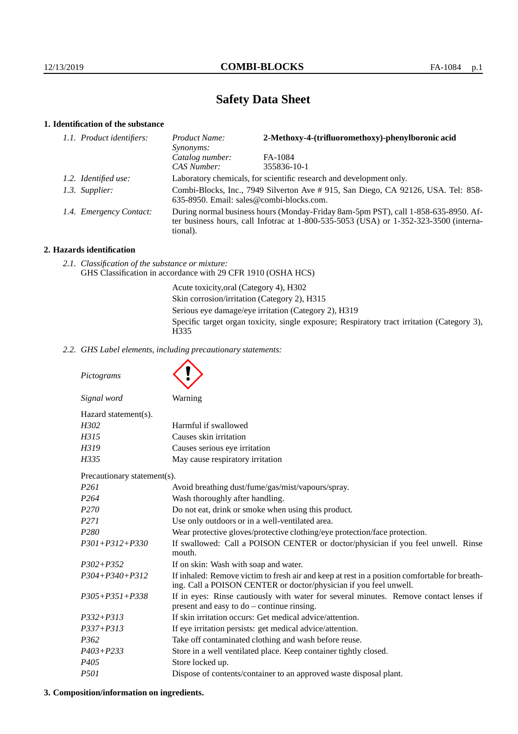# Safety Data Sheet

## 1. Identification of the substance

| | | |
|---|---|---|
| *1.1. Product identifiers:* | *Product Name:* | **2-Methoxy-4-(trifluoromethoxy)-phenylboronic acid** |
| | *Synonyms:* | |
| | *Catalog number:* | FA-1084 |
| | *CAS Number:* | 355836-10-1 |
| *1.2. Identified use:* | Laboratory chemicals, for scientific research and development only. | |
| *1.3. Supplier:* | Combi-Blocks, Inc., 7949 Silverton Ave # 915, San Diego, CA 92126, USA. Tel: 858-635-8950. Email: sales@combi-blocks.com. | |
| *1.4. Emergency Contact:* | During normal business hours (Monday-Friday 8am-5pm PST), call 1-858-635-8950. After business hours, call Infotrac at 1-800-535-5053 (USA) or 1-352-323-3500 (international). | |

## 2. Hazards identification

*2.1. Classification of the substance or mixture:*
GHS Classification in accordance with 29 CFR 1910 (OSHA HCS)

Acute toxicity,oral (Category 4), H302
Skin corrosion/irritation (Category 2), H315
Serious eye damage/eye irritation (Category 2), H319
Specific target organ toxicity, single exposure; Respiratory tract irritation (Category 3), H335

*2.2. GHS Label elements, including precautionary statements:*

*Pictograms*

*Signal word* Warning

Hazard statement(s).

| | |
|---|---|
| *H302* | Harmful if swallowed |
| *H315* | Causes skin irritation |
| *H319* | Causes serious eye irritation |
| *H335* | May cause respiratory irritation |

Precautionary statement(s).

| | |
|---|---|
| *P261* | Avoid breathing dust/fume/gas/mist/vapours/spray. |
| *P264* | Wash thoroughly after handling. |
| *P270* | Do not eat, drink or smoke when using this product. |
| *P271* | Use only outdoors or in a well-ventilated area. |
| *P280* | Wear protective gloves/protective clothing/eye protection/face protection. |
| *P301+P312+P330* | If swallowed: Call a POISON CENTER or doctor/physician if you feel unwell. Rinse mouth. |
| *P302+P352* | If on skin: Wash with soap and water. |
| *P304+P340+P312* | If inhaled: Remove victim to fresh air and keep at rest in a position comfortable for breathing. Call a POISON CENTER or doctor/physician if you feel unwell. |
| *P305+P351+P338* | If in eyes: Rinse cautiously with water for several minutes. Remove contact lenses if present and easy to do – continue rinsing. |
| *P332+P313* | If skin irritation occurs: Get medical advice/attention. |
| *P337+P313* | If eye irritation persists: get medical advice/attention. |
| *P362* | Take off contaminated clothing and wash before reuse. |
| *P403+P233* | Store in a well ventilated place. Keep container tightly closed. |
| *P405* | Store locked up. |
| *P501* | Dispose of contents/container to an approved waste disposal plant. |

## 3. Composition/information on ingredients.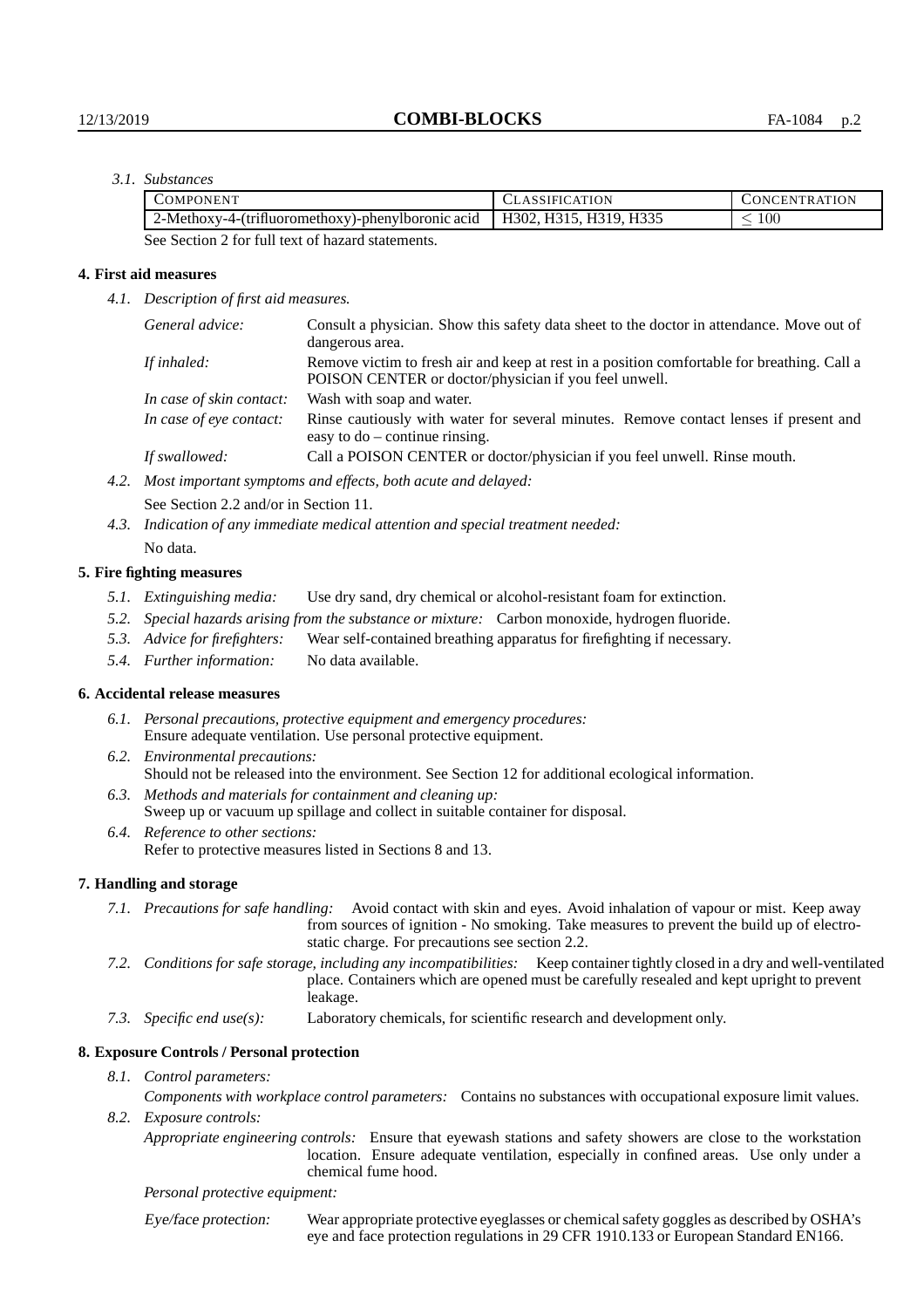*3.1. Substances*

| COMPONENT | CLASSIFICATION | CONCENTRATION |
|---|---|---|
| 2-Methoxy-4-(trifluoromethoxy)-phenylboronic acid | H302, H315, H319, H335 | $\leq 100$ |

See Section 2 for full text of hazard statements.

## 4. First aid measures

*4.1. Description of first aid measures.*

*General advice:* Consult a physician. Show this safety data sheet to the doctor in attendance. Move out of dangerous area.

*If inhaled:* Remove victim to fresh air and keep at rest in a position comfortable for breathing. Call a POISON CENTER or doctor/physician if you feel unwell.

*In case of skin contact:* Wash with soap and water.

*In case of eye contact:* Rinse cautiously with water for several minutes. Remove contact lenses if present and easy to do – continue rinsing.

*If swallowed:* Call a POISON CENTER or doctor/physician if you feel unwell. Rinse mouth.

*4.2. Most important symptoms and effects, both acute and delayed:*

See Section 2.2 and/or in Section 11.

*4.3. Indication of any immediate medical attention and special treatment needed:*

No data.

## 5. Fire fighting measures

*5.1. Extinguishing media:* Use dry sand, dry chemical or alcohol-resistant foam for extinction.

*5.2. Special hazards arising from the substance or mixture:* Carbon monoxide, hydrogen fluoride.

*5.3. Advice for firefighters:* Wear self-contained breathing apparatus for firefighting if necessary.

*5.4. Further information:* No data available.

## 6. Accidental release measures

*6.1. Personal precautions, protective equipment and emergency procedures:*
Ensure adequate ventilation. Use personal protective equipment.

*6.2. Environmental precautions:*
Should not be released into the environment. See Section 12 for additional ecological information.

*6.3. Methods and materials for containment and cleaning up:*
Sweep up or vacuum up spillage and collect in suitable container for disposal.

*6.4. Reference to other sections:*
Refer to protective measures listed in Sections 8 and 13.

## 7. Handling and storage

*7.1. Precautions for safe handling:* Avoid contact with skin and eyes. Avoid inhalation of vapour or mist. Keep away from sources of ignition - No smoking. Take measures to prevent the build up of electrostatic charge. For precautions see section 2.2.

*7.2. Conditions for safe storage, including any incompatibilities:* Keep container tightly closed in a dry and well-ventilated place. Containers which are opened must be carefully resealed and kept upright to prevent leakage.

*7.3. Specific end use(s):* Laboratory chemicals, for scientific research and development only.

## 8. Exposure Controls / Personal protection

*8.1. Control parameters:*

*Components with workplace control parameters:* Contains no substances with occupational exposure limit values.

*8.2. Exposure controls:*

*Appropriate engineering controls:* Ensure that eyewash stations and safety showers are close to the workstation location. Ensure adequate ventilation, especially in confined areas. Use only under a chemical fume hood.

*Personal protective equipment:*

*Eye/face protection:* Wear appropriate protective eyeglasses or chemical safety goggles as described by OSHA's eye and face protection regulations in 29 CFR 1910.133 or European Standard EN166.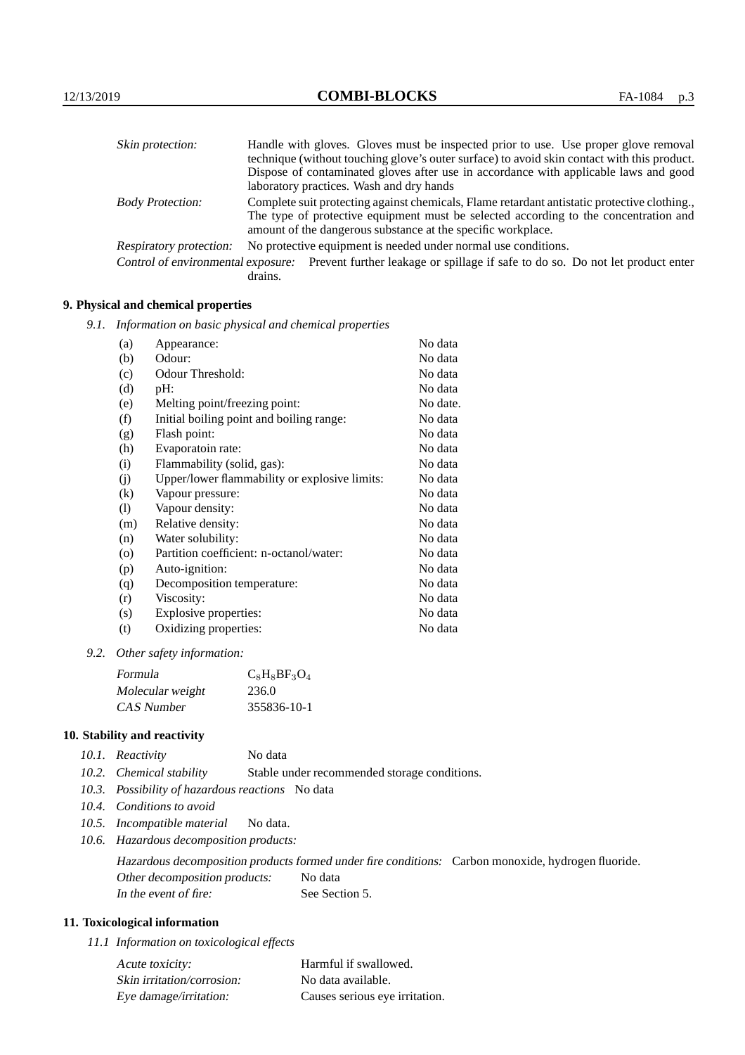| | |
|---|---|
| *Skin protection:* | Handle with gloves. Gloves must be inspected prior to use. Use proper glove removal technique (without touching glove's outer surface) to avoid skin contact with this product. Dispose of contaminated gloves after use in accordance with applicable laws and good laboratory practices. Wash and dry hands |
| *Body Protection:* | Complete suit protecting against chemicals, Flame retardant antistatic protective clothing., The type of protective equipment must be selected according to the concentration and amount of the dangerous substance at the specific workplace. |
| *Respiratory protection:* | No protective equipment is needed under normal use conditions. |
| *Control of environmental exposure:* | Prevent further leakage or spillage if safe to do so. Do not let product enter drains. |

## 9. Physical and chemical properties

*9.1. Information on basic physical and chemical properties*

| | | |
|---|---|---|
| (a) | Appearance: | No data |
| (b) | Odour: | No data |
| (c) | Odour Threshold: | No data |
| (d) | pH: | No data |
| (e) | Melting point/freezing point: | No date. |
| (f) | Initial boiling point and boiling range: | No data |
| (g) | Flash point: | No data |
| (h) | Evaporatoin rate: | No data |
| (i) | Flammability (solid, gas): | No data |
| (j) | Upper/lower flammability or explosive limits: | No data |
| (k) | Vapour pressure: | No data |
| (l) | Vapour density: | No data |
| (m) | Relative density: | No data |
| (n) | Water solubility: | No data |
| (o) | Partition coefficient: n-octanol/water: | No data |
| (p) | Auto-ignition: | No data |
| (q) | Decomposition temperature: | No data |
| (r) | Viscosity: | No data |
| (s) | Explosive properties: | No data |
| (t) | Oxidizing properties: | No data |

*9.2. Other safety information:*

| | |
|---|---|
| *Formula* | $C_8H_8BF_3O_4$ |
| *Molecular weight* | 236.0 |
| *CAS Number* | 355836-10-1 |

## 10. Stability and reactivity

*10.1. Reactivity* No data

*10.2. Chemical stability* Stable under recommended storage conditions.

*10.3. Possibility of hazardous reactions* No data

*10.4. Conditions to avoid*

*10.5. Incompatible material* No data.

*10.6. Hazardous decomposition products:*

*Hazardous decomposition products formed under fire conditions:* Carbon monoxide, hydrogen fluoride.

*Other decomposition products:* No data

*In the event of fire:* See Section 5.

## 11. Toxicological information

*11.1 Information on toxicological effects*

| | |
|---|---|
| *Acute toxicity:* | Harmful if swallowed. |
| *Skin irritation/corrosion:* | No data available. |
| *Eye damage/irritation:* | Causes serious eye irritation. |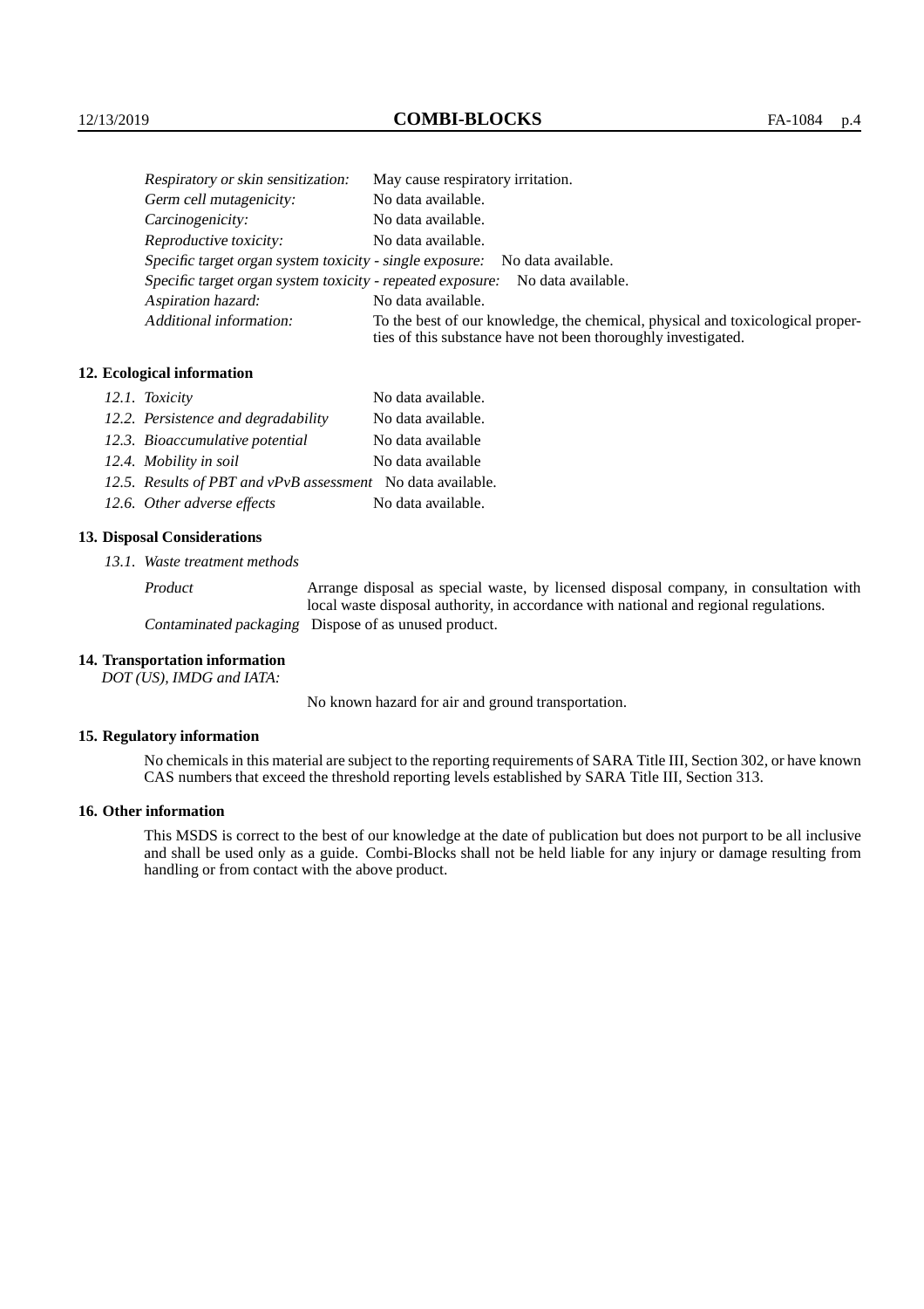| | |
|---|---|
| *Respiratory or skin sensitization:* | May cause respiratory irritation. |
| *Germ cell mutagenicity:* | No data available. |
| *Carcinogenicity:* | No data available. |
| *Reproductive toxicity:* | No data available. |
| *Specific target organ system toxicity - single exposure:* | No data available. |
| *Specific target organ system toxicity - repeated exposure:* | No data available. |
| *Aspiration hazard:* | No data available. |
| *Additional information:* | To the best of our knowledge, the chemical, physical and toxicological properties of this substance have not been thoroughly investigated. |

## 12. Ecological information

| | |
|---|---|
| *12.1. Toxicity* | No data available. |
| *12.2. Persistence and degradability* | No data available. |
| *12.3. Bioaccumulative potential* | No data available |
| *12.4. Mobility in soil* | No data available |
| *12.5. Results of PBT and vPvB assessment* | No data available. |
| *12.6. Other adverse effects* | No data available. |

## 13. Disposal Considerations

*13.1. Waste treatment methods*

| | |
|---|---|
| *Product* | Arrange disposal as special waste, by licensed disposal company, in consultation with local waste disposal authority, in accordance with national and regional regulations. |
| *Contaminated packaging* | Dispose of as unused product. |

## 14. Transportation information

*DOT (US), IMDG and IATA:*

No known hazard for air and ground transportation.

## 15. Regulatory information

No chemicals in this material are subject to the reporting requirements of SARA Title III, Section 302, or have known CAS numbers that exceed the threshold reporting levels established by SARA Title III, Section 313.

## 16. Other information

This MSDS is correct to the best of our knowledge at the date of publication but does not purport to be all inclusive and shall be used only as a guide. Combi-Blocks shall not be held liable for any injury or damage resulting from handling or from contact with the above product.